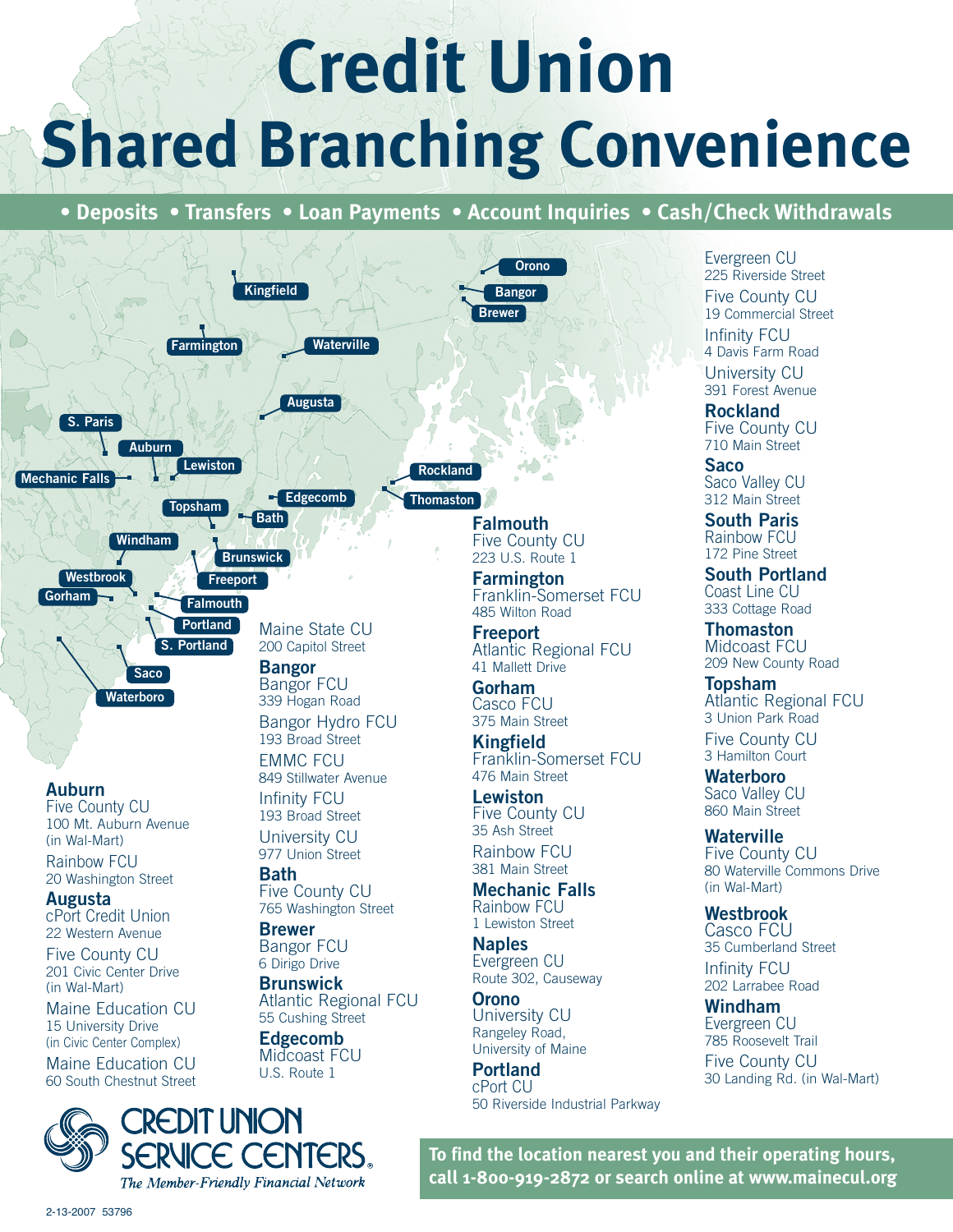# Credit Union Shared Branching Convenience

**• Deposits • Transfers • Loan Payments • Account Inquiries • Cash/Check Withdrawals**

Kingfield, Farmington, Waterville, Augusta, S. Paris, Auburn, Lewiston, Mechanic Falls, Topsham, Edgecomb, Bath, Windham, Brunswick, Westbrook, Freeport, Gorham, Falmouth, Portland, S. Portland, Saco, Waterboro, Orono, Bangor, Brewer, Rockland, Thomaston

**Auburn**
Five County CU
100 Mt. Auburn Avenue
(in Wal-Mart)

Rainbow FCU
20 Washington Street

**Augusta**
cPort Credit Union
22 Western Avenue

Five County CU
201 Civic Center Drive
(in Wal-Mart)

Maine Education CU
15 University Drive
(in Civic Center Complex)

Maine Education CU
60 South Chestnut Street

Maine State CU
200 Capitol Street

**Bangor**
Bangor FCU
339 Hogan Road

Bangor Hydro FCU
193 Broad Street

EMMC FCU
849 Stillwater Avenue

Infinity FCU
193 Broad Street

University CU
977 Union Street

**Bath**
Five County CU
765 Washington Street

**Brewer**
Bangor FCU
6 Dirigo Drive

**Brunswick**
Atlantic Regional FCU
55 Cushing Street

**Edgecomb**
Midcoast FCU
U.S. Route 1

**Falmouth**
Five County CU
223 U.S. Route 1

**Farmington**
Franklin-Somerset FCU
485 Wilton Road

**Freeport**
Atlantic Regional FCU
41 Mallett Drive

**Gorham**
Casco FCU
375 Main Street

**Kingfield**
Franklin-Somerset FCU
476 Main Street

**Lewiston**
Five County CU
35 Ash Street

Rainbow FCU
381 Main Street

**Mechanic Falls**
Rainbow FCU
1 Lewiston Street

**Naples**
Evergreen CU
Route 302, Causeway

**Orono**
University CU
Rangeley Road,
University of Maine

**Portland**
cPort CU
50 Riverside Industrial Parkway

Evergreen CU
225 Riverside Street

Five County CU
19 Commercial Street

Infinity FCU
4 Davis Farm Road

University CU
391 Forest Avenue

**Rockland**
Five County CU
710 Main Street

**Saco**
Saco Valley CU
312 Main Street

**South Paris**
Rainbow FCU
172 Pine Street

**South Portland**
Coast Line CU
333 Cottage Road

**Thomaston**
Midcoast FCU
209 New County Road

**Topsham**
Atlantic Regional FCU
3 Union Park Road

Five County CU
3 Hamilton Court

**Waterboro**
Saco Valley CU
860 Main Street

**Waterville**
Five County CU
80 Waterville Commons Drive
(in Wal-Mart)

**Westbrook**
Casco FCU
35 Cumberland Street

Infinity FCU
202 Larrabee Road

**Windham**
Evergreen CU
785 Roosevelt Trail

Five County CU
30 Landing Rd. (in Wal-Mart)

CREDIT UNION SERVICE CENTERS.
*The Member-Friendly Financial Network*

**To find the location nearest you and their operating hours, call 1-800-919-2872 or search online at www.mainecul.org**

2-13-2007 53796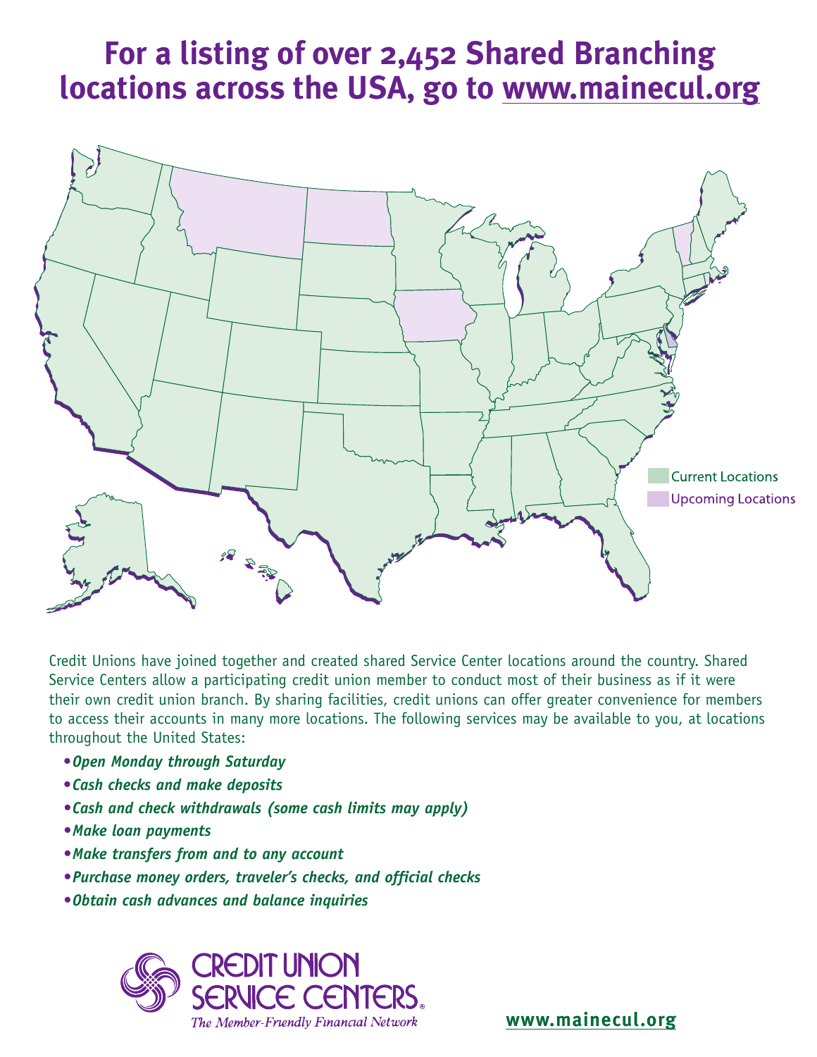# For a listing of over 2,452 Shared Branching locations across the USA, go to www.mainecul.org

Current Locations
Upcoming Locations

Credit Unions have joined together and created shared Service Center locations around the country. Shared Service Centers allow a participating credit union member to conduct most of their business as if it were their own credit union branch. By sharing facilities, credit unions can offer greater convenience for members to access their accounts in many more locations. The following services may be available to you, at locations throughout the United States:

- ***Open Monday through Saturday***
- ***Cash checks and make deposits***
- ***Cash and check withdrawals (some cash limits may apply)***
- ***Make loan payments***
- ***Make transfers from and to any account***
- ***Purchase money orders, traveler's checks, and official checks***
- ***Obtain cash advances and balance inquiries***

CREDIT UNION SERVICE CENTERS®
*The Member-Friendly Financial Network*

**www.mainecul.org**